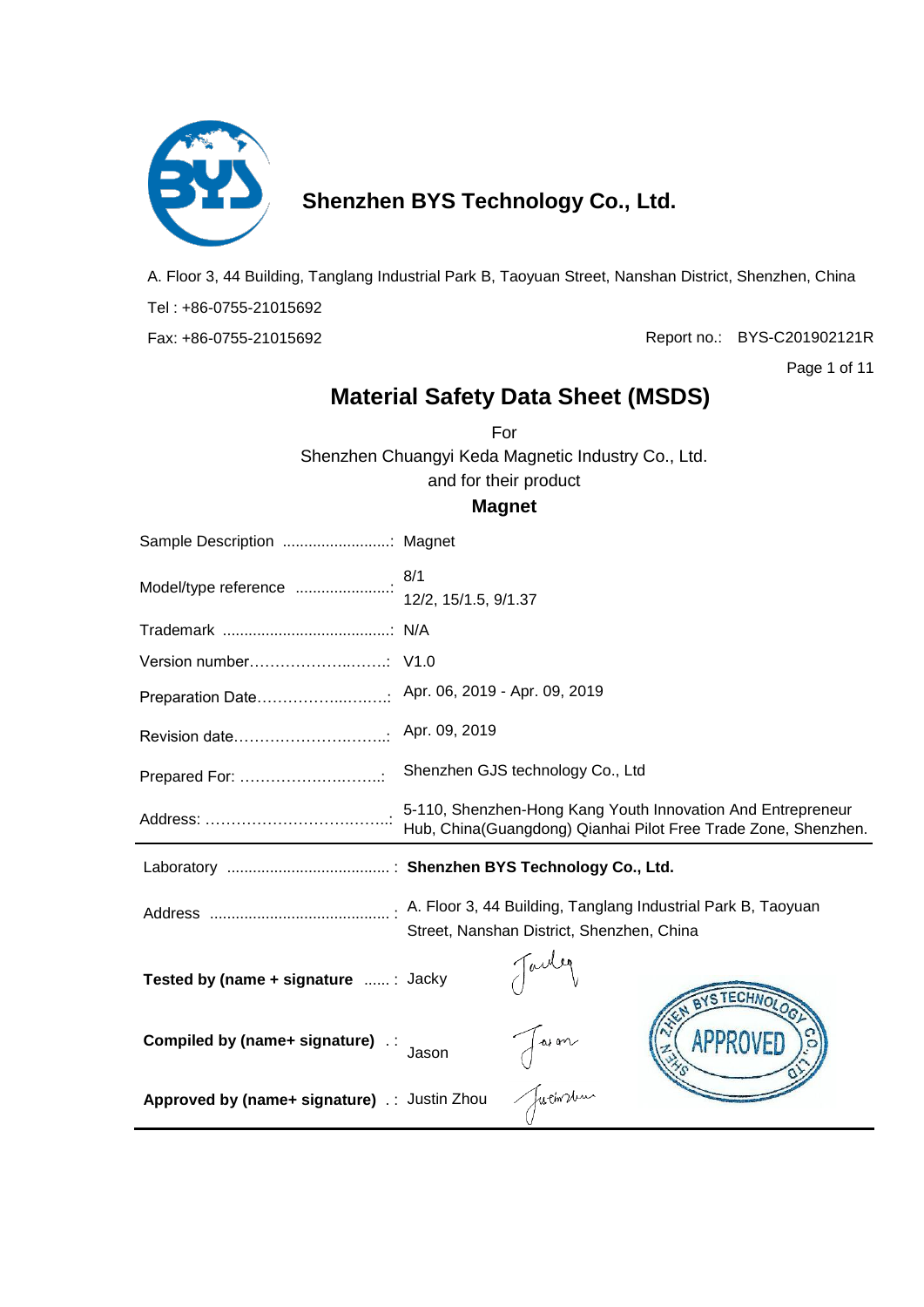# Shenzhen BYS Technology Co., Ltd.

A. Floor 3, 44 Building, Tanglang Industrial Park B, Taoyuan Street, Nanshan District, Shenzhen, China

Tel : +86-0755-21015692

Fax: +86-0755-21015692

Report no.: BYS-C201902121R

## Material Safety Data Sheet (MSDS)

For

Shenzhen Chuangyi Keda Magnetic Industry Co., Ltd.

and for their product

**Magnet**

| | |
|---|---|
| Sample Description ........................: | Magnet |
| Model/type reference ......................: | 8/1<br>12/2, 15/1.5, 9/1.37 |
| Trademark .......................................: | N/A |
| Version number……………..……..: | V1.0 |
| Preparation Date…………..………: | Apr. 06, 2019 - Apr. 09, 2019 |
| Revision date……………….………: | Apr. 09, 2019 |
| Prepared For: ……………….……..: | Shenzhen GJS technology Co., Ltd |
| Address: ………………………….…..: | 5-110, Shenzhen-Hong Kang Youth Innovation And Entrepreneur Hub, China(Guangdong) Qianhai Pilot Free Trade Zone, Shenzhen. |

| | |
|---|---|
| Laboratory .....................................: | **Shenzhen BYS Technology Co., Ltd.** |
| Address .........................................: | A. Floor 3, 44 Building, Tanglang Industrial Park B, Taoyuan Street, Nanshan District, Shenzhen, China |
| **Tested by (name + signature** ......: | Jacky |
| **Compiled by (name+ signature)** .: | Jason |
| **Approved by (name+ signature)** .: | Justin Zhou |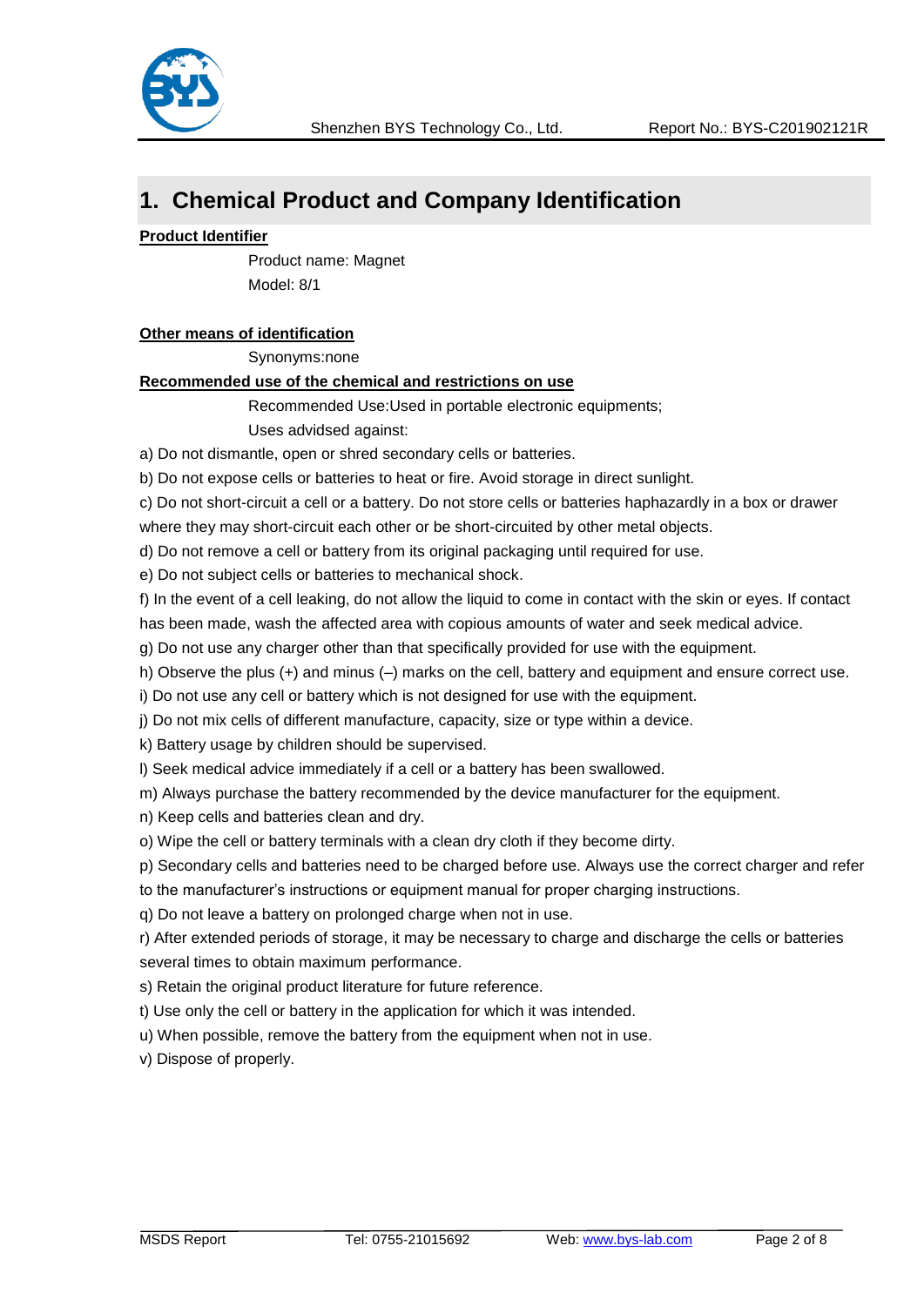# 1. Chemical Product and Company Identification

**Product Identifier**

Product name: Magnet

Model: 8/1

**Other means of identification**

Synonyms:none

**Recommended use of the chemical and restrictions on use**

Recommended Use:Used in portable electronic equipments;

Uses advidsed against:

a) Do not dismantle, open or shred secondary cells or batteries.

b) Do not expose cells or batteries to heat or fire. Avoid storage in direct sunlight.

c) Do not short-circuit a cell or a battery. Do not store cells or batteries haphazardly in a box or drawer where they may short-circuit each other or be short-circuited by other metal objects.

d) Do not remove a cell or battery from its original packaging until required for use.

e) Do not subject cells or batteries to mechanical shock.

f) In the event of a cell leaking, do not allow the liquid to come in contact with the skin or eyes. If contact has been made, wash the affected area with copious amounts of water and seek medical advice.

g) Do not use any charger other than that specifically provided for use with the equipment.

h) Observe the plus (+) and minus (–) marks on the cell, battery and equipment and ensure correct use.

i) Do not use any cell or battery which is not designed for use with the equipment.

j) Do not mix cells of different manufacture, capacity, size or type within a device.

k) Battery usage by children should be supervised.

l) Seek medical advice immediately if a cell or a battery has been swallowed.

m) Always purchase the battery recommended by the device manufacturer for the equipment.

n) Keep cells and batteries clean and dry.

o) Wipe the cell or battery terminals with a clean dry cloth if they become dirty.

p) Secondary cells and batteries need to be charged before use. Always use the correct charger and refer to the manufacturer's instructions or equipment manual for proper charging instructions.

q) Do not leave a battery on prolonged charge when not in use.

r) After extended periods of storage, it may be necessary to charge and discharge the cells or batteries several times to obtain maximum performance.

s) Retain the original product literature for future reference.

t) Use only the cell or battery in the application for which it was intended.

u) When possible, remove the battery from the equipment when not in use.

v) Dispose of properly.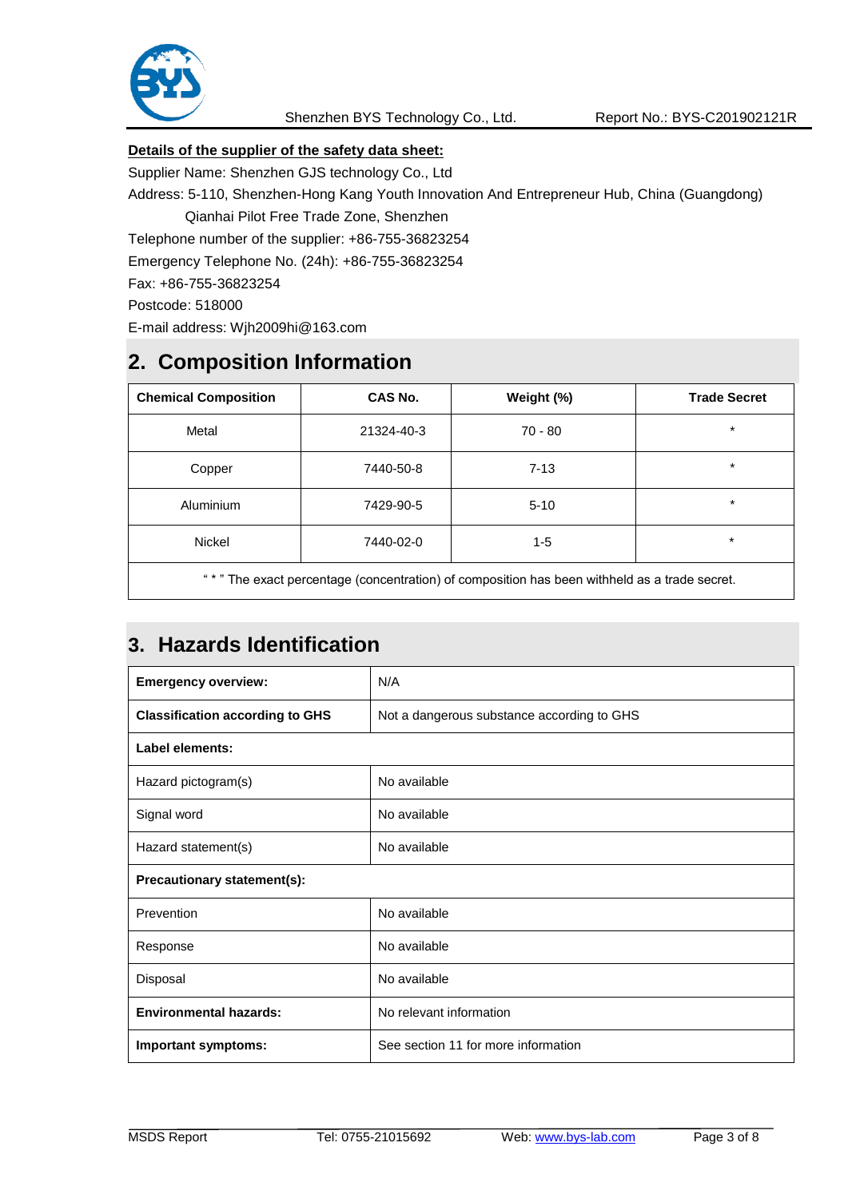**Details of the supplier of the safety data sheet:**

Supplier Name: Shenzhen GJS technology Co., Ltd

Address: 5-110, Shenzhen-Hong Kang Youth Innovation And Entrepreneur Hub, China (Guangdong) Qianhai Pilot Free Trade Zone, Shenzhen

Telephone number of the supplier: +86-755-36823254

Emergency Telephone No. (24h): +86-755-36823254

Fax: +86-755-36823254

Postcode: 518000

E-mail address: Wjh2009hi@163.com

## 2. Composition Information

| Chemical Composition | CAS No. | Weight (%) | Trade Secret |
|---|---|---|---|
| Metal | 21324-40-3 | 70 - 80 | * |
| Copper | 7440-50-8 | 7-13 | * |
| Aluminium | 7429-90-5 | 5-10 | * |
| Nickel | 7440-02-0 | 1-5 | * |
| " * " The exact percentage (concentration) of composition has been withheld as a trade secret. | | | |

## 3. Hazards Identification

| | |
|---|---|
| **Emergency overview:** | N/A |
| **Classification according to GHS** | Not a dangerous substance according to GHS |
| **Label elements:** | |
| Hazard pictogram(s) | No available |
| Signal word | No available |
| Hazard statement(s) | No available |
| **Precautionary statement(s):** | |
| Prevention | No available |
| Response | No available |
| Disposal | No available |
| **Environmental hazards:** | No relevant information |
| **Important symptoms:** | See section 11 for more information |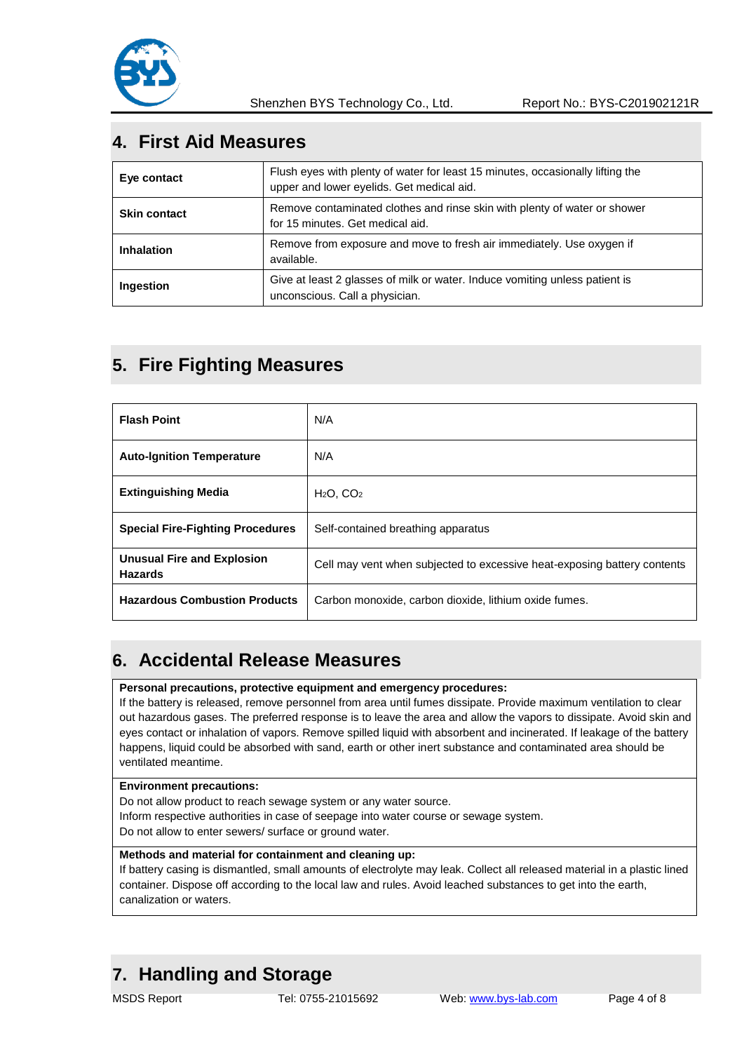## 4. First Aid Measures

| | |
|---|---|
| **Eye contact** | Flush eyes with plenty of water for least 15 minutes, occasionally lifting the upper and lower eyelids. Get medical aid. |
| **Skin contact** | Remove contaminated clothes and rinse skin with plenty of water or shower for 15 minutes. Get medical aid. |
| **Inhalation** | Remove from exposure and move to fresh air immediately. Use oxygen if available. |
| **Ingestion** | Give at least 2 glasses of milk or water. Induce vomiting unless patient is unconscious. Call a physician. |

## 5. Fire Fighting Measures

| | |
|---|---|
| **Flash Point** | N/A |
| **Auto-Ignition Temperature** | N/A |
| **Extinguishing Media** | $H_2O$, $CO_2$ |
| **Special Fire-Fighting Procedures** | Self-contained breathing apparatus |
| **Unusual Fire and Explosion Hazards** | Cell may vent when subjected to excessive heat-exposing battery contents |
| **Hazardous Combustion Products** | Carbon monoxide, carbon dioxide, lithium oxide fumes. |

## 6. Accidental Release Measures

**Personal precautions, protective equipment and emergency procedures:**
If the battery is released, remove personnel from area until fumes dissipate. Provide maximum ventilation to clear out hazardous gases. The preferred response is to leave the area and allow the vapors to dissipate. Avoid skin and eyes contact or inhalation of vapors. Remove spilled liquid with absorbent and incinerated. If leakage of the battery happens, liquid could be absorbed with sand, earth or other inert substance and contaminated area should be ventilated meantime.

**Environment precautions:**
Do not allow product to reach sewage system or any water source.
Inform respective authorities in case of seepage into water course or sewage system.
Do not allow to enter sewers/ surface or ground water.

**Methods and material for containment and cleaning up:**
If battery casing is dismantled, small amounts of electrolyte may leak. Collect all released material in a plastic lined container. Dispose off according to the local law and rules. Avoid leached substances to get into the earth, canalization or waters.

## 7. Handling and Storage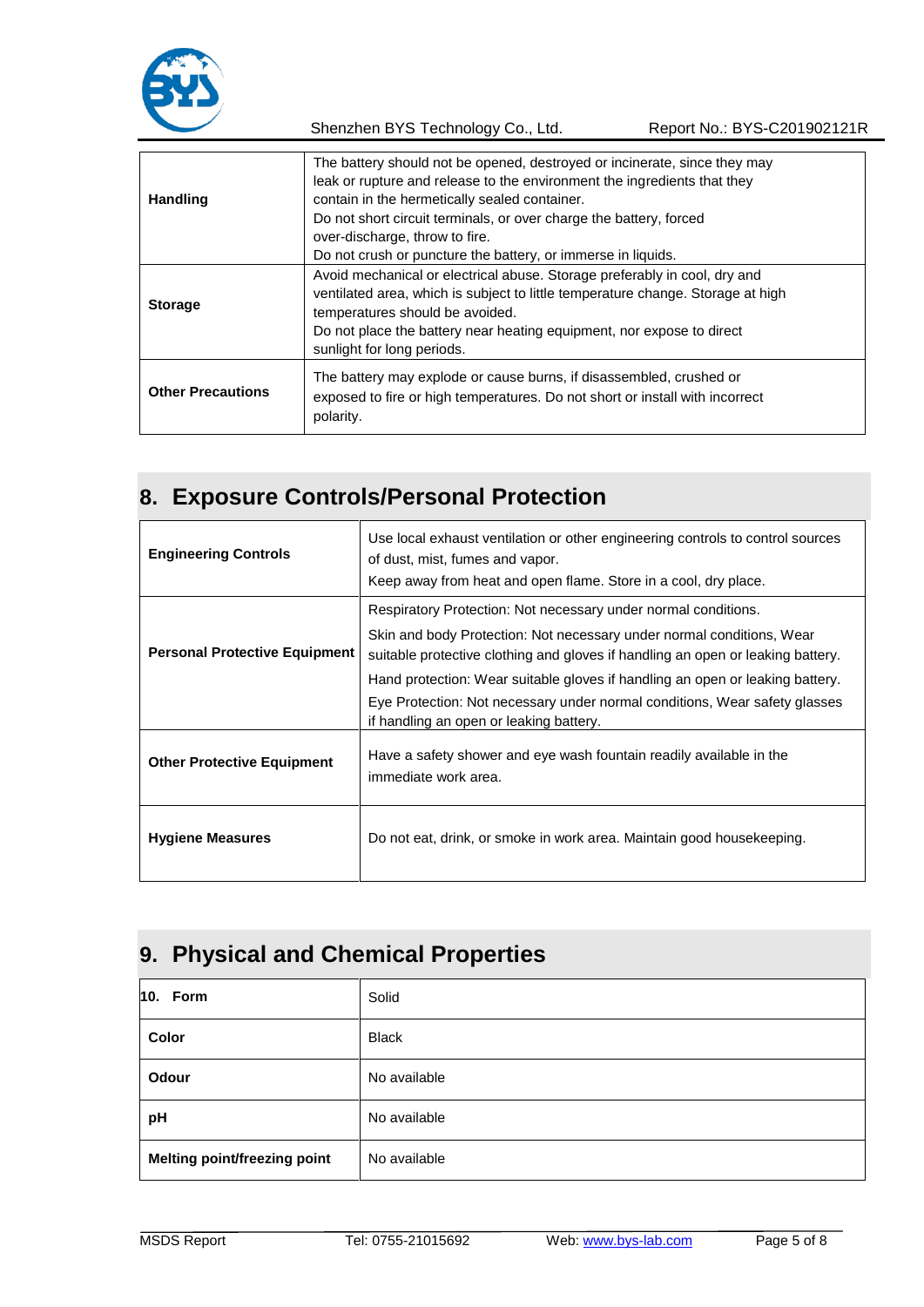| | |
|---|---|
| **Handling** | The battery should not be opened, destroyed or incinerate, since they may leak or rupture and release to the environment the ingredients that they contain in the hermetically sealed container.<br>Do not short circuit terminals, or over charge the battery, forced over-discharge, throw to fire.<br>Do not crush or puncture the battery, or immerse in liquids. |
| **Storage** | Avoid mechanical or electrical abuse. Storage preferably in cool, dry and ventilated area, which is subject to little temperature change. Storage at high temperatures should be avoided.<br>Do not place the battery near heating equipment, nor expose to direct sunlight for long periods. |
| **Other Precautions** | The battery may explode or cause burns, if disassembled, crushed or exposed to fire or high temperatures. Do not short or install with incorrect polarity. |

## 8. Exposure Controls/Personal Protection

| | |
|---|---|
| **Engineering Controls** | Use local exhaust ventilation or other engineering controls to control sources of dust, mist, fumes and vapor.<br>Keep away from heat and open flame. Store in a cool, dry place. |
| **Personal Protective Equipment** | Respiratory Protection: Not necessary under normal conditions.<br>Skin and body Protection: Not necessary under normal conditions, Wear suitable protective clothing and gloves if handling an open or leaking battery.<br>Hand protection: Wear suitable gloves if handling an open or leaking battery.<br>Eye Protection: Not necessary under normal conditions, Wear safety glasses if handling an open or leaking battery. |
| **Other Protective Equipment** | Have a safety shower and eye wash fountain readily available in the immediate work area. |
| **Hygiene Measures** | Do not eat, drink, or smoke in work area. Maintain good housekeeping. |

## 9. Physical and Chemical Properties

| | |
|---|---|
| **10. Form** | Solid |
| **Color** | Black |
| **Odour** | No available |
| **pH** | No available |
| **Melting point/freezing point** | No available |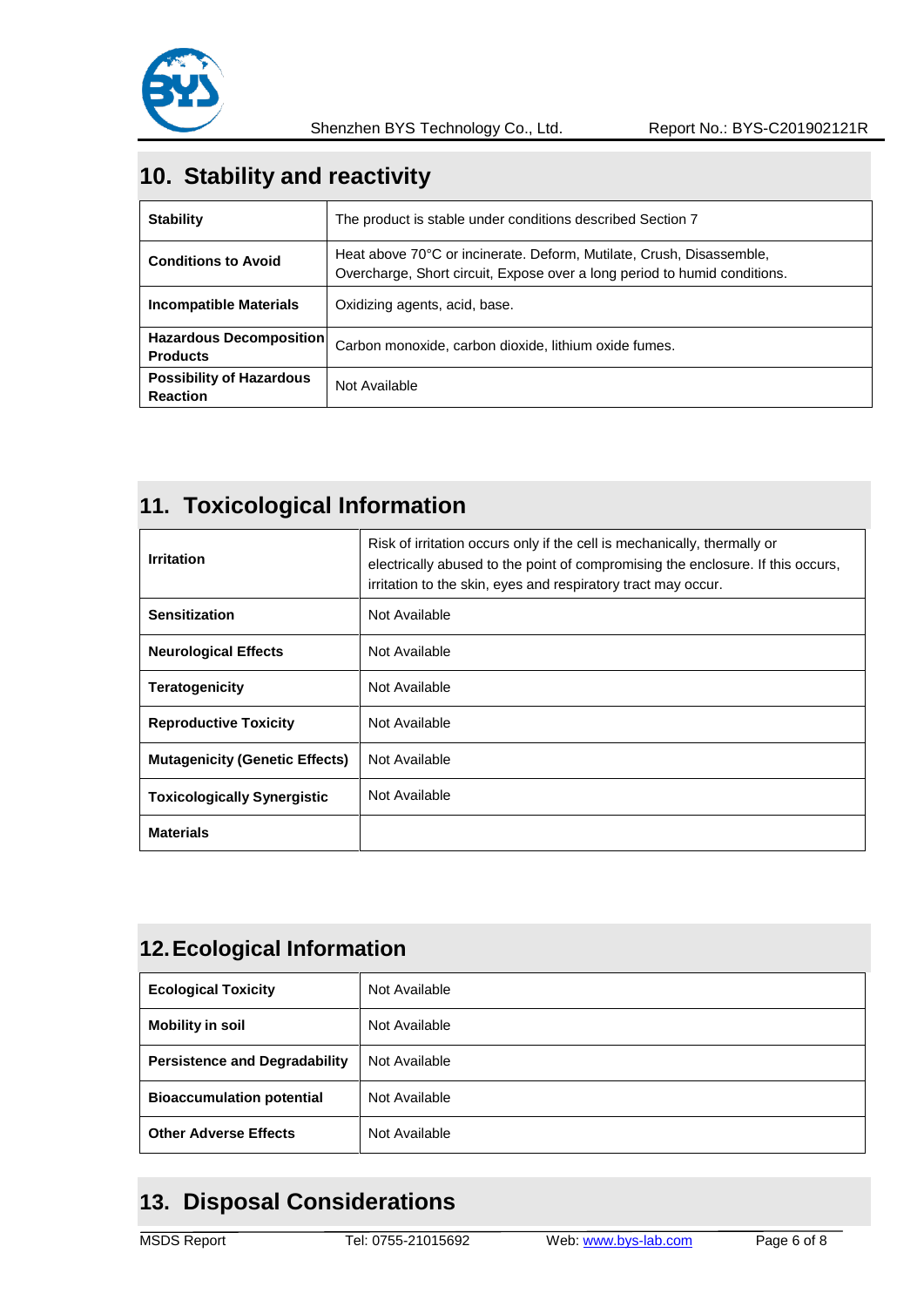## 10. Stability and reactivity

| | |
|---|---|
| **Stability** | The product is stable under conditions described Section 7 |
| **Conditions to Avoid** | Heat above 70°C or incinerate. Deform, Mutilate, Crush, Disassemble, Overcharge, Short circuit, Expose over a long period to humid conditions. |
| **Incompatible Materials** | Oxidizing agents, acid, base. |
| **Hazardous Decomposition Products** | Carbon monoxide, carbon dioxide, lithium oxide fumes. |
| **Possibility of Hazardous Reaction** | Not Available |

## 11. Toxicological Information

| | |
|---|---|
| **Irritation** | Risk of irritation occurs only if the cell is mechanically, thermally or electrically abused to the point of compromising the enclosure. If this occurs, irritation to the skin, eyes and respiratory tract may occur. |
| **Sensitization** | Not Available |
| **Neurological Effects** | Not Available |
| **Teratogenicity** | Not Available |
| **Reproductive Toxicity** | Not Available |
| **Mutagenicity (Genetic Effects)** | Not Available |
| **Toxicologically Synergistic** | Not Available |
| **Materials** | |

## 12. Ecological Information

| | |
|---|---|
| **Ecological Toxicity** | Not Available |
| **Mobility in soil** | Not Available |
| **Persistence and Degradability** | Not Available |
| **Bioaccumulation potential** | Not Available |
| **Other Adverse Effects** | Not Available |

## 13. Disposal Considerations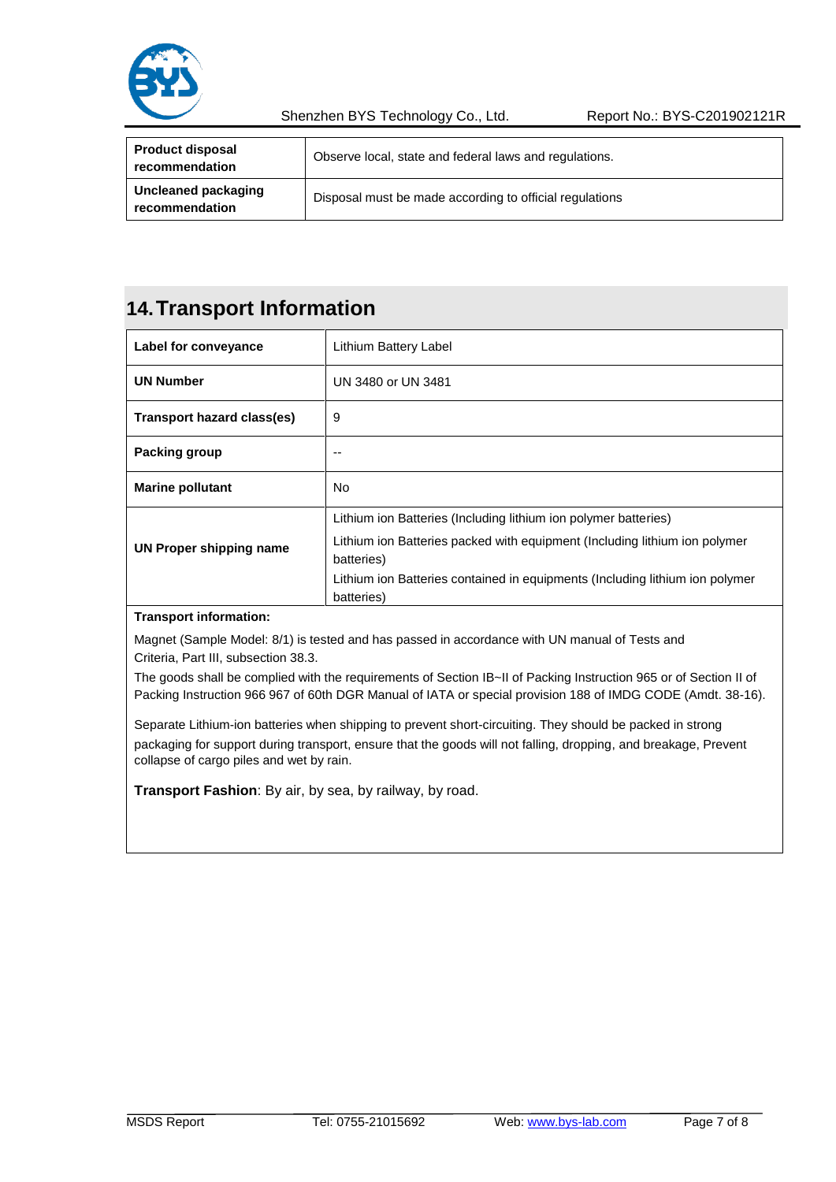| Product disposal recommendation | Observe local, state and federal laws and regulations. |
|---|---|
| Uncleaned packaging recommendation | Disposal must be made according to official regulations |

## 14. Transport Information

| Label for conveyance | Lithium Battery Label |
|---|---|
| UN Number | UN 3480 or UN 3481 |
| Transport hazard class(es) | 9 |
| Packing group | -- |
| Marine pollutant | No |
| UN Proper shipping name | Lithium ion Batteries (Including lithium ion polymer batteries)<br>Lithium ion Batteries packed with equipment (Including lithium ion polymer batteries)<br>Lithium ion Batteries contained in equipments (Including lithium ion polymer batteries) |

**Transport information:**

Magnet (Sample Model: 8/1) is tested and has passed in accordance with UN manual of Tests and Criteria, Part III, subsection 38.3.

The goods shall be complied with the requirements of Section IB~II of Packing Instruction 965 or of Section II of Packing Instruction 966 967 of 60th DGR Manual of IATA or special provision 188 of IMDG CODE (Amdt. 38-16).

Separate Lithium-ion batteries when shipping to prevent short-circuiting. They should be packed in strong packaging for support during transport, ensure that the goods will not falling, dropping, and breakage, Prevent collapse of cargo piles and wet by rain.

**Transport Fashion**: By air, by sea, by railway, by road.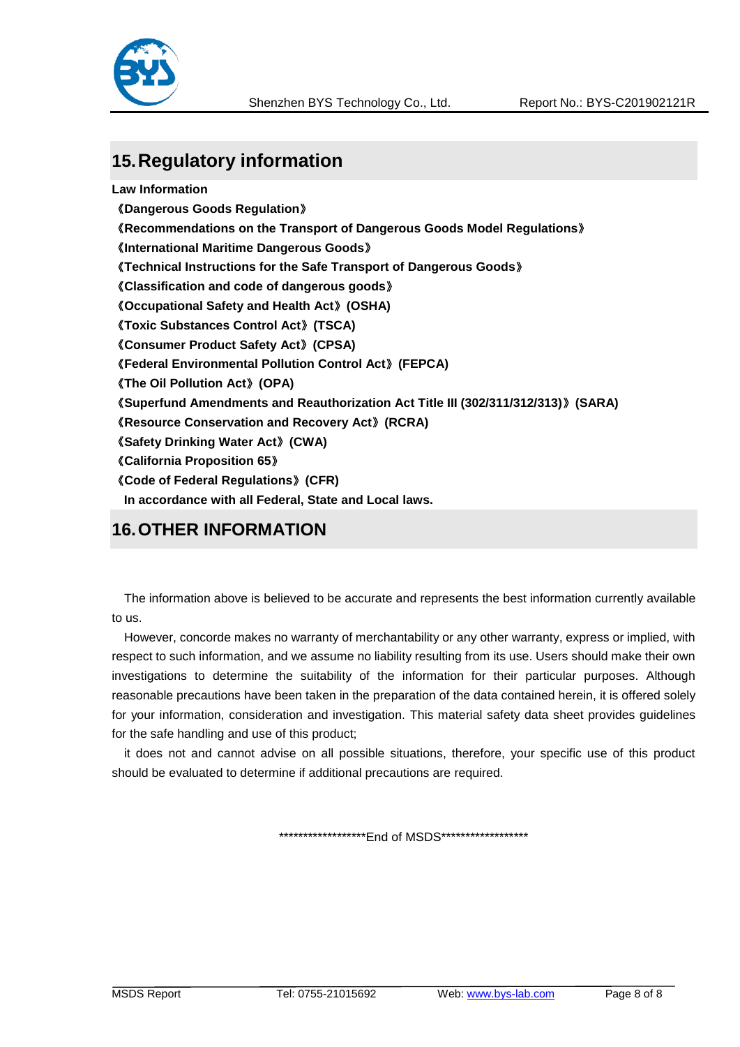## 15. Regulatory information

**Law Information**

**《Dangerous Goods Regulation》**

**《Recommendations on the Transport of Dangerous Goods Model Regulations》**

**《International Maritime Dangerous Goods》**

**《Technical Instructions for the Safe Transport of Dangerous Goods》**

**《Classification and code of dangerous goods》**

**《Occupational Safety and Health Act》(OSHA)**

**《Toxic Substances Control Act》(TSCA)**

**《Consumer Product Safety Act》(CPSA)**

**《Federal Environmental Pollution Control Act》(FEPCA)**

**《The Oil Pollution Act》(OPA)**

**《Superfund Amendments and Reauthorization Act Title III (302/311/312/313)》(SARA)**

**《Resource Conservation and Recovery Act》(RCRA)**

**《Safety Drinking Water Act》(CWA)**

**《California Proposition 65》**

**《Code of Federal Regulations》(CFR)**

**In accordance with all Federal, State and Local laws.**

## 16. OTHER INFORMATION

The information above is believed to be accurate and represents the best information currently available to us.

However, concorde makes no warranty of merchantability or any other warranty, express or implied, with respect to such information, and we assume no liability resulting from its use. Users should make their own investigations to determine the suitability of the information for their particular purposes. Although reasonable precautions have been taken in the preparation of the data contained herein, it is offered solely for your information, consideration and investigation. This material safety data sheet provides guidelines for the safe handling and use of this product;

it does not and cannot advise on all possible situations, therefore, your specific use of this product should be evaluated to determine if additional precautions are required.

******************End of MSDS******************